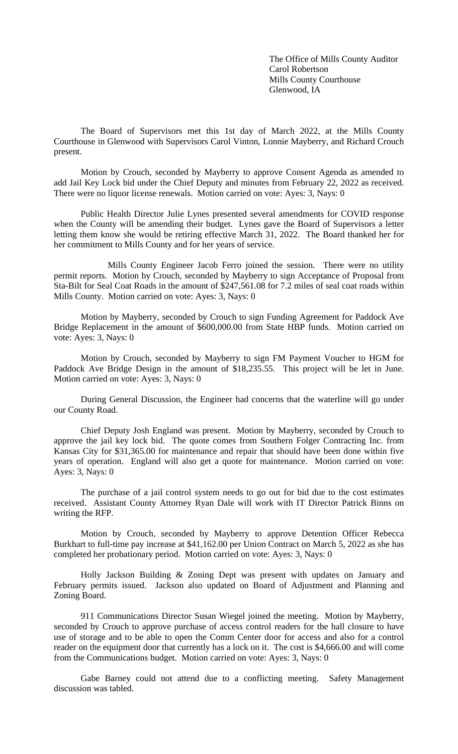The Office of Mills County Auditor
Carol Robertson
Mills County Courthouse
Glenwood, IA

The Board of Supervisors met this 1st day of March 2022, at the Mills County Courthouse in Glenwood with Supervisors Carol Vinton, Lonnie Mayberry, and Richard Crouch present.

Motion by Crouch, seconded by Mayberry to approve Consent Agenda as amended to add Jail Key Lock bid under the Chief Deputy and minutes from February 22, 2022 as received. There were no liquor license renewals. Motion carried on vote: Ayes: 3, Nays: 0

Public Health Director Julie Lynes presented several amendments for COVID response when the County will be amending their budget. Lynes gave the Board of Supervisors a letter letting them know she would be retiring effective March 31, 2022. The Board thanked her for her commitment to Mills County and for her years of service.

Mills County Engineer Jacob Ferro joined the session. There were no utility permit reports. Motion by Crouch, seconded by Mayberry to sign Acceptance of Proposal from Sta-Bilt for Seal Coat Roads in the amount of $247,561.08 for 7.2 miles of seal coat roads within Mills County. Motion carried on vote: Ayes: 3, Nays: 0

Motion by Mayberry, seconded by Crouch to sign Funding Agreement for Paddock Ave Bridge Replacement in the amount of $600,000.00 from State HBP funds. Motion carried on vote: Ayes: 3, Nays: 0

Motion by Crouch, seconded by Mayberry to sign FM Payment Voucher to HGM for Paddock Ave Bridge Design in the amount of $18,235.55. This project will be let in June. Motion carried on vote: Ayes: 3, Nays: 0

During General Discussion, the Engineer had concerns that the waterline will go under our County Road.

Chief Deputy Josh England was present. Motion by Mayberry, seconded by Crouch to approve the jail key lock bid. The quote comes from Southern Folger Contracting Inc. from Kansas City for $31,365.00 for maintenance and repair that should have been done within five years of operation. England will also get a quote for maintenance. Motion carried on vote: Ayes: 3, Nays: 0

The purchase of a jail control system needs to go out for bid due to the cost estimates received. Assistant County Attorney Ryan Dale will work with IT Director Patrick Binns on writing the RFP.

Motion by Crouch, seconded by Mayberry to approve Detention Officer Rebecca Burkhart to full-time pay increase at $41,162.00 per Union Contract on March 5, 2022 as she has completed her probationary period. Motion carried on vote: Ayes: 3, Nays: 0

Holly Jackson Building & Zoning Dept was present with updates on January and February permits issued. Jackson also updated on Board of Adjustment and Planning and Zoning Board.

911 Communications Director Susan Wiegel joined the meeting. Motion by Mayberry, seconded by Crouch to approve purchase of access control readers for the hall closure to have use of storage and to be able to open the Comm Center door for access and also for a control reader on the equipment door that currently has a lock on it. The cost is $4,666.00 and will come from the Communications budget. Motion carried on vote: Ayes: 3, Nays: 0

Gabe Barney could not attend due to a conflicting meeting. Safety Management discussion was tabled.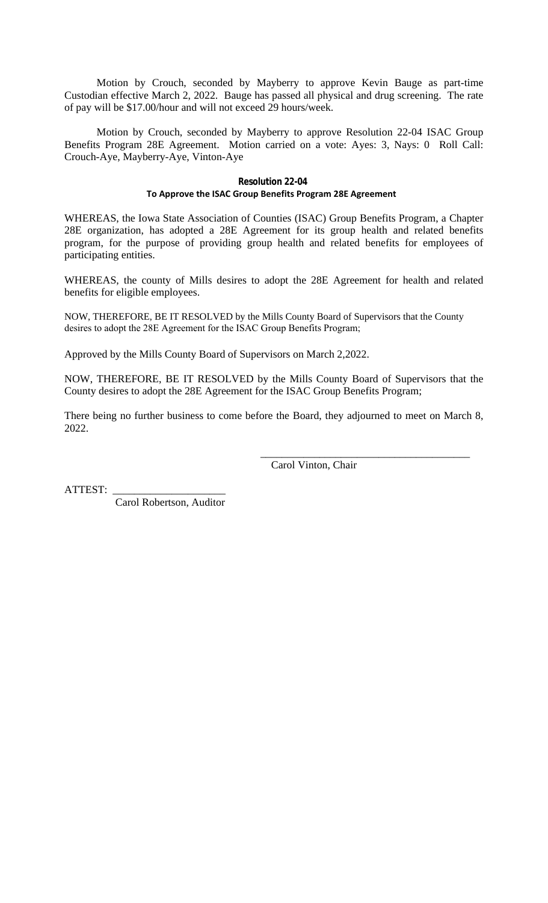Motion by Crouch, seconded by Mayberry to approve Kevin Bauge as part-time Custodian effective March 2, 2022. Bauge has passed all physical and drug screening. The rate of pay will be $17.00/hour and will not exceed 29 hours/week.

Motion by Crouch, seconded by Mayberry to approve Resolution 22-04 ISAC Group Benefits Program 28E Agreement. Motion carried on a vote: Ayes: 3, Nays: 0 Roll Call: Crouch-Aye, Mayberry-Aye, Vinton-Aye

**Resolution 22-04**

**To Approve the ISAC Group Benefits Program 28E Agreement**

WHEREAS, the Iowa State Association of Counties (ISAC) Group Benefits Program, a Chapter 28E organization, has adopted a 28E Agreement for its group health and related benefits program, for the purpose of providing group health and related benefits for employees of participating entities.

WHEREAS, the county of Mills desires to adopt the 28E Agreement for health and related benefits for eligible employees.

NOW, THEREFORE, BE IT RESOLVED by the Mills County Board of Supervisors that the County desires to adopt the 28E Agreement for the ISAC Group Benefits Program;

Approved by the Mills County Board of Supervisors on March 2,2022.

NOW, THEREFORE, BE IT RESOLVED by the Mills County Board of Supervisors that the County desires to adopt the 28E Agreement for the ISAC Group Benefits Program;

There being no further business to come before the Board, they adjourned to meet on March 8, 2022.

\_\_\_\_\_\_\_\_\_\_\_\_\_\_\_\_\_\_\_\_\_\_\_\_\_\_\_\_\_\_\_\_\_\_\_\_\_\_\_\_

Carol Vinton, Chair

ATTEST: \_\_\_\_\_\_\_\_\_\_\_\_\_\_\_\_\_\_\_\_\_

Carol Robertson, Auditor